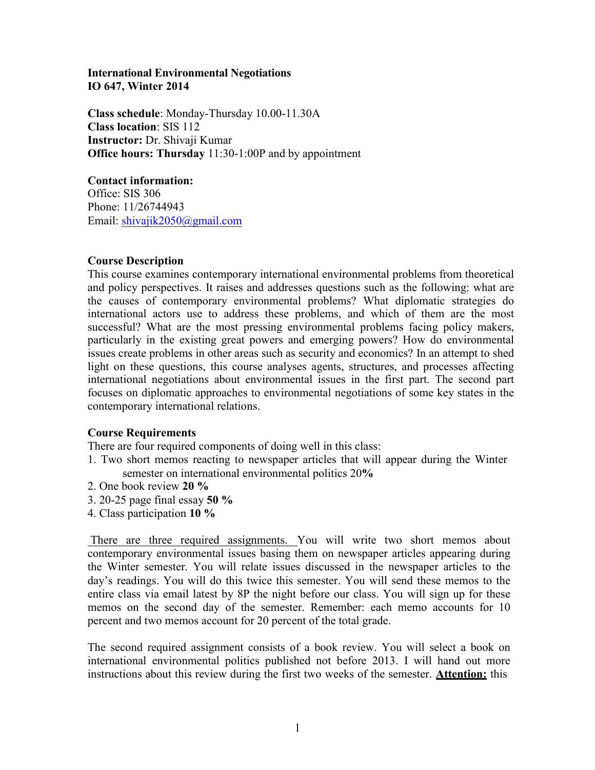**International Environmental Negotiations**
**IO 647, Winter 2014**

**Class schedule**: Monday-Thursday 10.00-11.30A
**Class location**: SIS 112
**Instructor:** Dr. Shivaji Kumar
**Office hours: Thursday** 11:30-1:00P and by appointment

**Contact information:**
Office: SIS 306
Phone: 11/26744943
Email: shivajik2050@gmail.com

**Course Description**

This course examines contemporary international environmental problems from theoretical and policy perspectives. It raises and addresses questions such as the following: what are the causes of contemporary environmental problems? What diplomatic strategies do international actors use to address these problems, and which of them are the most successful? What are the most pressing environmental problems facing policy makers, particularly in the existing great powers and emerging powers? How do environmental issues create problems in other areas such as security and economics? In an attempt to shed light on these questions, this course analyses agents, structures, and processes affecting international negotiations about environmental issues in the first part. The second part focuses on diplomatic approaches to environmental negotiations of some key states in the contemporary international relations.

**Course Requirements**

There are four required components of doing well in this class:

1. Two short memos reacting to newspaper articles that will appear during the Winter semester on international environmental politics 20**%**
2. One book review **20 %**
3. 20-25 page final essay **50 %**
4. Class participation **10 %**

<u>There are three required assignments.</u> You will write two short memos about contemporary environmental issues basing them on newspaper articles appearing during the Winter semester. You will relate issues discussed in the newspaper articles to the day's readings. You will do this twice this semester. You will send these memos to the entire class via email latest by 8P the night before our class. You will sign up for these memos on the second day of the semester. Remember: each memo accounts for 10 percent and two memos account for 20 percent of the total grade.

The second required assignment consists of a book review. You will select a book on international environmental politics published not before 2013. I will hand out more instructions about this review during the first two weeks of the semester. <u>**Attention:**</u> this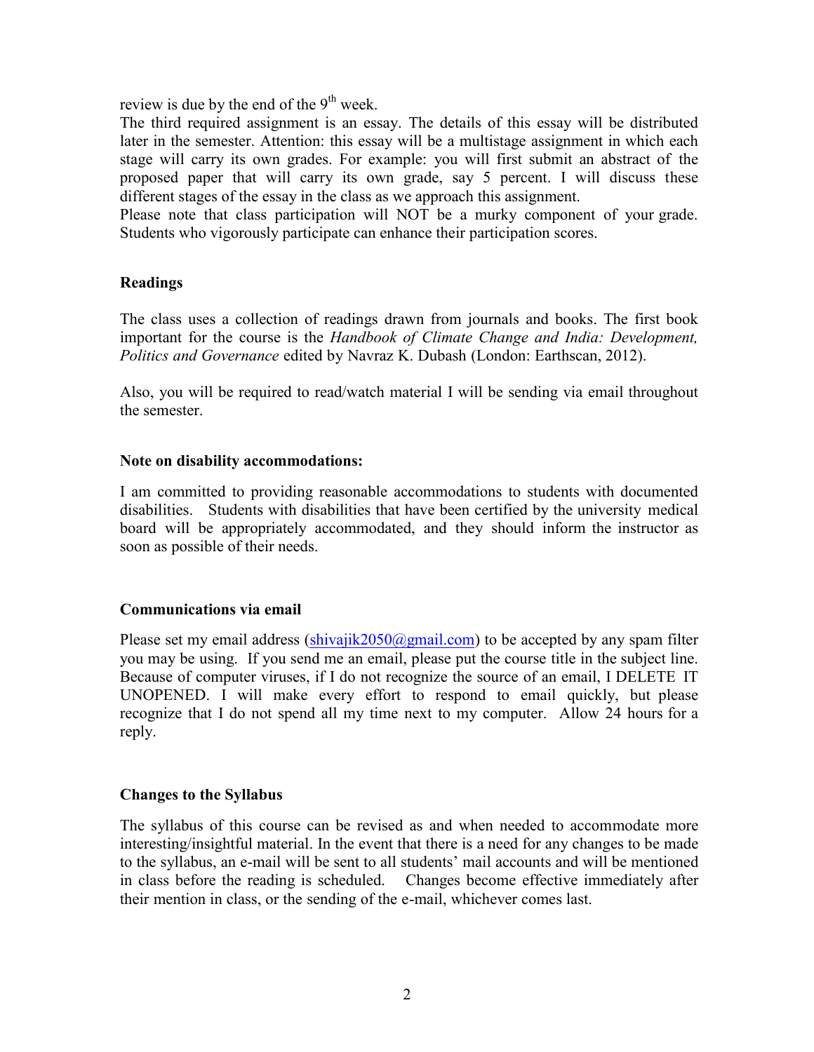review is due by the end of the 9th week.

The third required assignment is an essay. The details of this essay will be distributed later in the semester. Attention: this essay will be a multistage assignment in which each stage will carry its own grades. For example: you will first submit an abstract of the proposed paper that will carry its own grade, say 5 percent. I will discuss these different stages of the essay in the class as we approach this assignment.

Please note that class participation will NOT be a murky component of your grade. Students who vigorously participate can enhance their participation scores.

### Readings

The class uses a collection of readings drawn from journals and books. The first book important for the course is the *Handbook of Climate Change and India: Development, Politics and Governance* edited by Navraz K. Dubash (London: Earthscan, 2012).

Also, you will be required to read/watch material I will be sending via email throughout the semester.

### Note on disability accommodations:

I am committed to providing reasonable accommodations to students with documented disabilities. Students with disabilities that have been certified by the university medical board will be appropriately accommodated, and they should inform the instructor as soon as possible of their needs.

### Communications via email

Please set my email address (shivajik2050@gmail.com) to be accepted by any spam filter you may be using. If you send me an email, please put the course title in the subject line. Because of computer viruses, if I do not recognize the source of an email, I DELETE IT UNOPENED. I will make every effort to respond to email quickly, but please recognize that I do not spend all my time next to my computer. Allow 24 hours for a reply.

### Changes to the Syllabus

The syllabus of this course can be revised as and when needed to accommodate more interesting/insightful material. In the event that there is a need for any changes to be made to the syllabus, an e-mail will be sent to all students' mail accounts and will be mentioned in class before the reading is scheduled. Changes become effective immediately after their mention in class, or the sending of the e-mail, whichever comes last.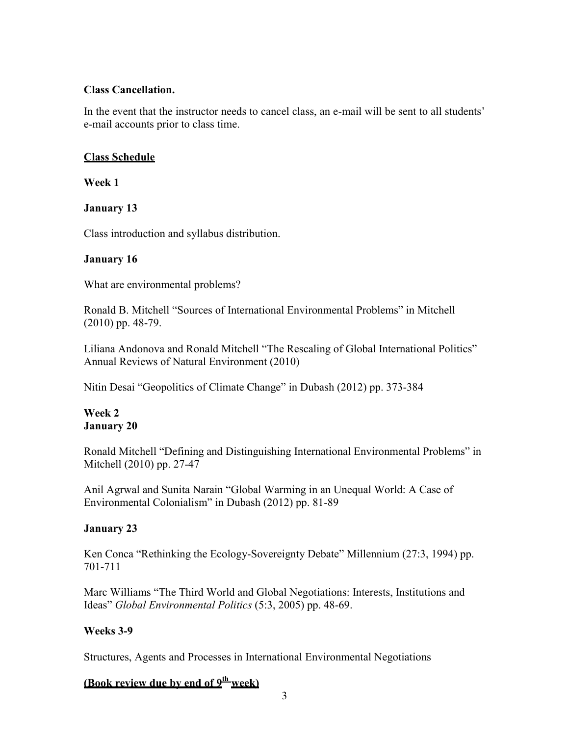**Class Cancellation.**

In the event that the instructor needs to cancel class, an e-mail will be sent to all students' e-mail accounts prior to class time.

**Class Schedule**

**Week 1**

**January 13**

Class introduction and syllabus distribution.

**January 16**

What are environmental problems?

Ronald B. Mitchell "Sources of International Environmental Problems" in Mitchell (2010) pp. 48-79.

Liliana Andonova and Ronald Mitchell "The Rescaling of Global International Politics" Annual Reviews of Natural Environment (2010)

Nitin Desai "Geopolitics of Climate Change" in Dubash (2012) pp. 373-384

**Week 2**
**January 20**

Ronald Mitchell "Defining and Distinguishing International Environmental Problems" in Mitchell (2010) pp. 27-47

Anil Agrwal and Sunita Narain "Global Warming in an Unequal World: A Case of Environmental Colonialism" in Dubash (2012) pp. 81-89

**January 23**

Ken Conca "Rethinking the Ecology-Sovereignty Debate" Millennium (27:3, 1994) pp. 701-711

Marc Williams "The Third World and Global Negotiations: Interests, Institutions and Ideas" *Global Environmental Politics* (5:3, 2005) pp. 48-69.

**Weeks 3-9**

Structures, Agents and Processes in International Environmental Negotiations

**(Book review due by end of 9th week)**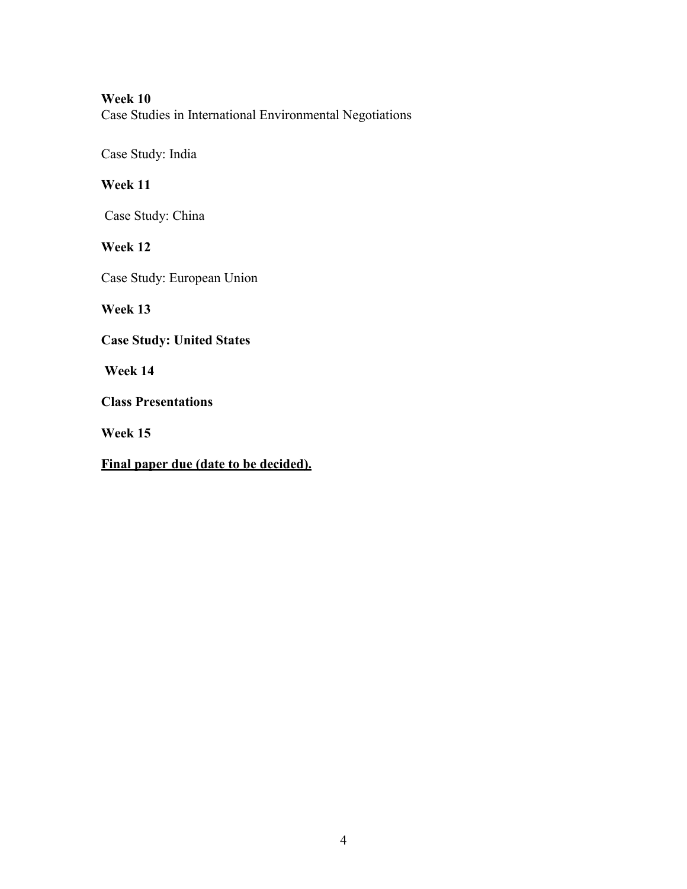**Week 10**

Case Studies in International Environmental Negotiations

Case Study: India

**Week 11**

Case Study: China

**Week 12**

Case Study: European Union

**Week 13**

**Case Study: United States**

**Week 14**

**Class Presentations**

**Week 15**

**Final paper due (date to be decided).**